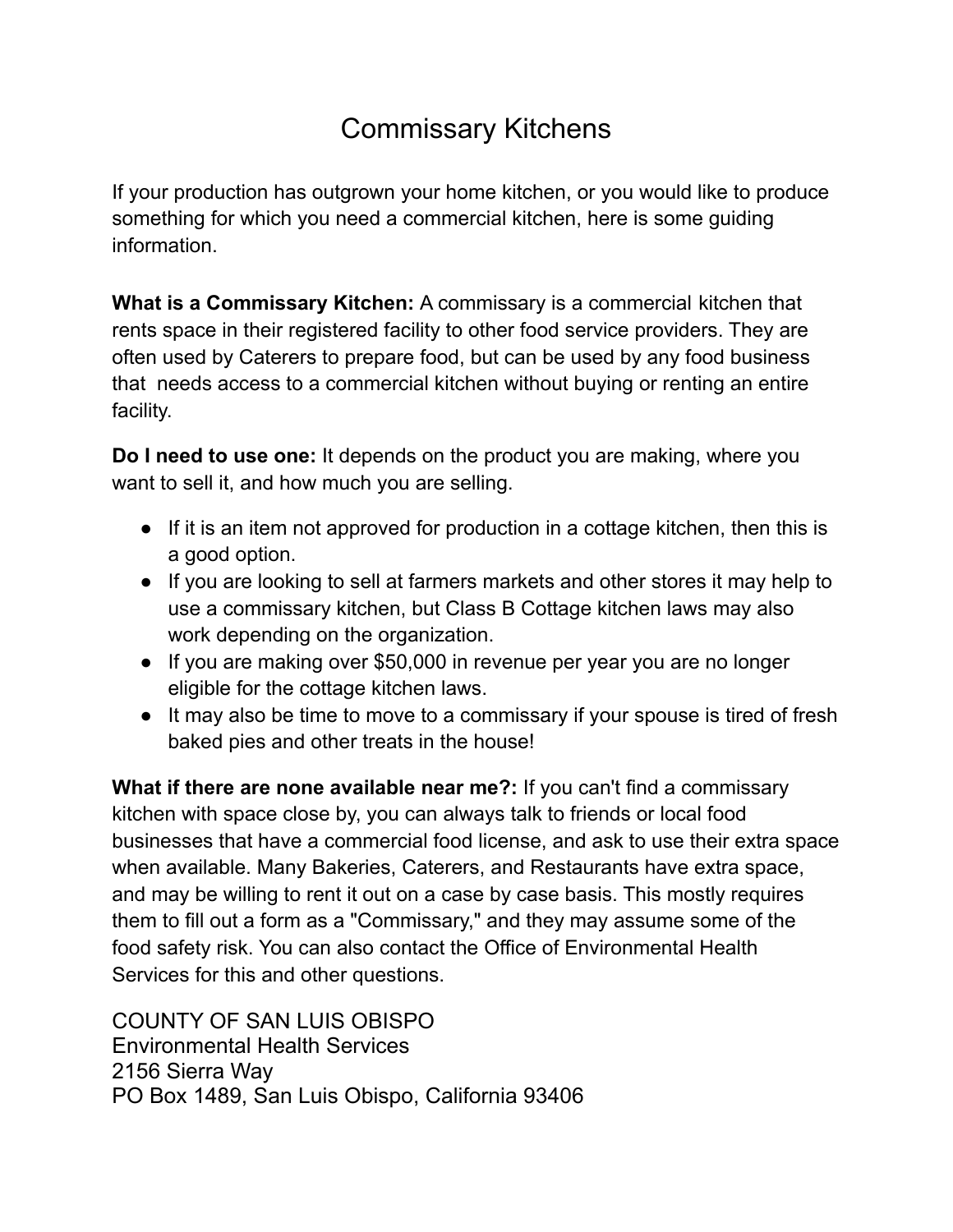# Commissary Kitchens

If your production has outgrown your home kitchen, or you would like to produce something for which you need a commercial kitchen, here is some guiding information.

**What is a Commissary Kitchen:** A commissary is a commercial kitchen that rents space in their registered facility to other food service providers. They are often used by Caterers to prepare food, but can be used by any food business that needs access to a commercial kitchen without buying or renting an entire facility.

**Do I need to use one:** It depends on the product you are making, where you want to sell it, and how much you are selling.

- If it is an item not approved for production in a cottage kitchen, then this is a good option.
- If you are looking to sell at farmers markets and other stores it may help to use a commissary kitchen, but Class B Cottage kitchen laws may also work depending on the organization.
- If you are making over $50,000 in revenue per year you are no longer eligible for the cottage kitchen laws.
- It may also be time to move to a commissary if your spouse is tired of fresh baked pies and other treats in the house!

**What if there are none available near me?:** If you can't find a commissary kitchen with space close by, you can always talk to friends or local food businesses that have a commercial food license, and ask to use their extra space when available. Many Bakeries, Caterers, and Restaurants have extra space, and may be willing to rent it out on a case by case basis. This mostly requires them to fill out a form as a "Commissary," and they may assume some of the food safety risk. You can also contact the Office of Environmental Health Services for this and other questions.

COUNTY OF SAN LUIS OBISPO
Environmental Health Services
2156 Sierra Way
PO Box 1489, San Luis Obispo, California 93406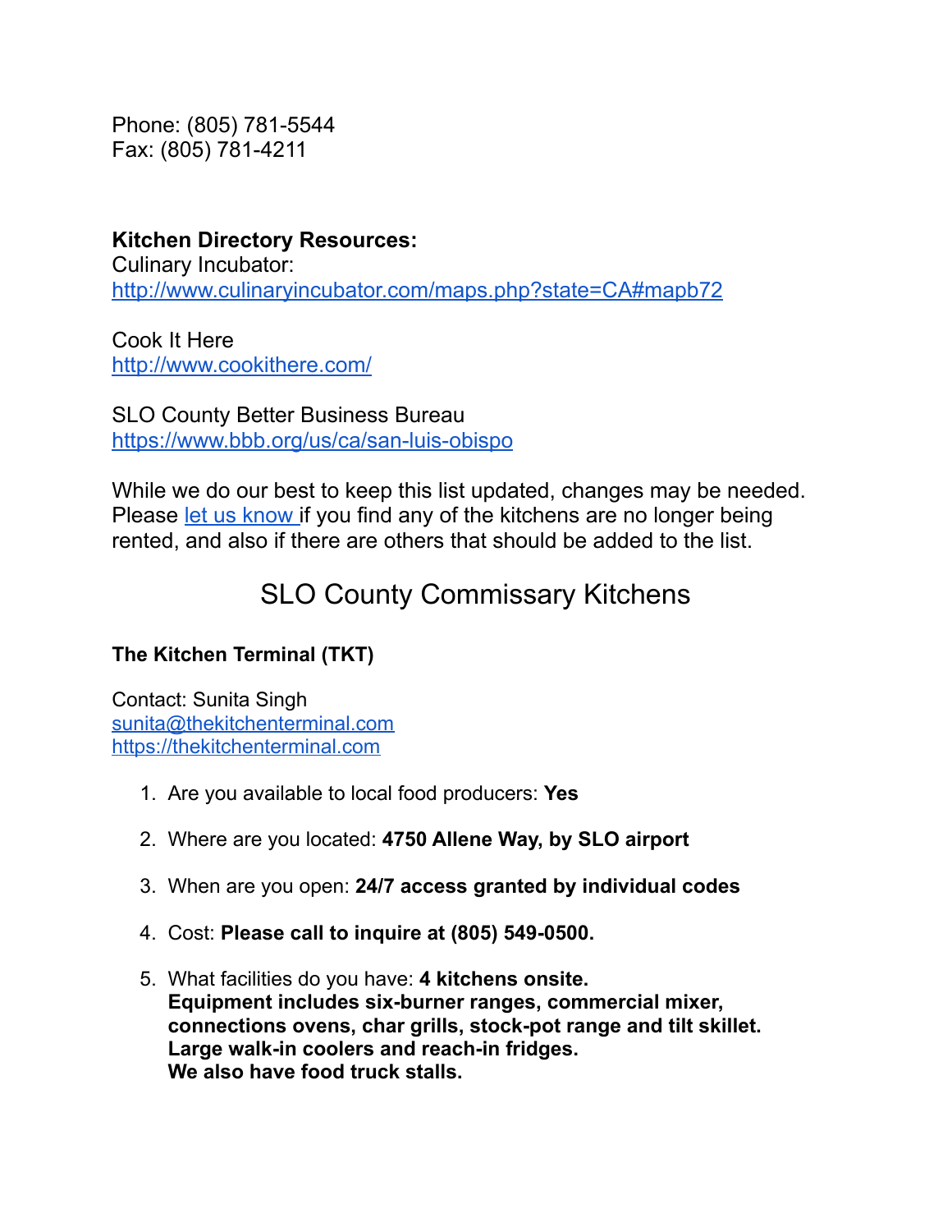Phone: (805) 781-5544
Fax: (805) 781-4211

**Kitchen Directory Resources:**
Culinary Incubator:
[http://www.culinaryincubator.com/maps.php?state=CA#mapb72](http://www.culinaryincubator.com/maps.php?state=CA#mapb72)

Cook It Here
[http://www.cookithere.com/](http://www.cookithere.com/)

SLO County Better Business Bureau
[https://www.bbb.org/us/ca/san-luis-obispo](https://www.bbb.org/us/ca/san-luis-obispo)

While we do our best to keep this list updated, changes may be needed. Please let us know if you find any of the kitchens are no longer being rented, and also if there are others that should be added to the list.

# SLO County Commissary Kitchens

**The Kitchen Terminal (TKT)**

Contact: Sunita Singh
[sunita@thekitchenterminal.com](mailto:sunita@thekitchenterminal.com)
[https://thekitchenterminal.com](https://thekitchenterminal.com)

1. Are you available to local food producers: **Yes**
2. Where are you located: **4750 Allene Way, by SLO airport**
3. When are you open: **24/7 access granted by individual codes**
4. Cost: **Please call to inquire at (805) 549-0500.**
5. What facilities do you have: **4 kitchens onsite.**
   **Equipment includes six-burner ranges, commercial mixer, connections ovens, char grills, stock-pot range and tilt skillet.**
   **Large walk-in coolers and reach-in fridges.**
   **We also have food truck stalls.**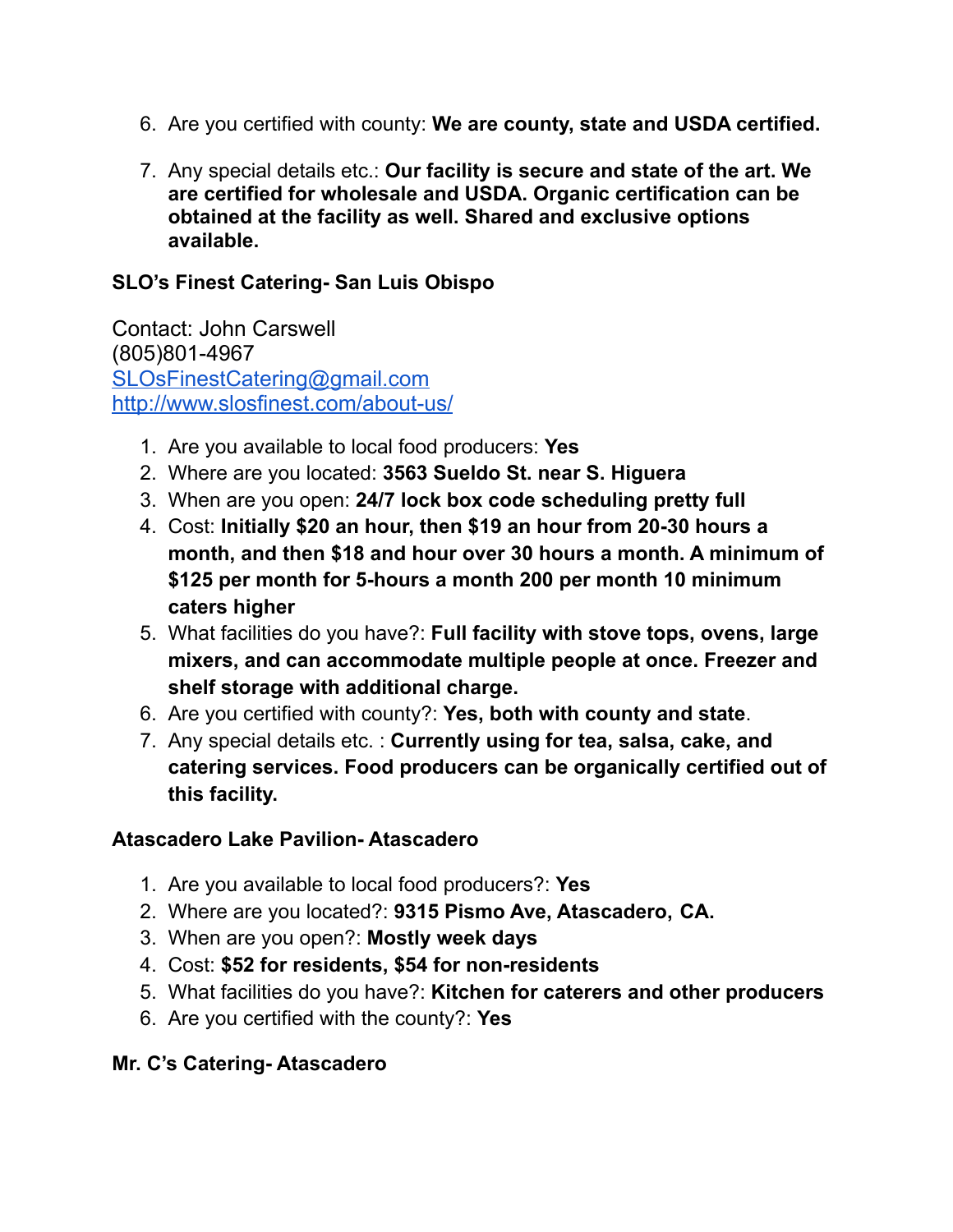6. Are you certified with county: **We are county, state and USDA certified.**

7. Any special details etc.: **Our facility is secure and state of the art. We are certified for wholesale and USDA. Organic certification can be obtained at the facility as well. Shared and exclusive options available.**

**SLO's Finest Catering- San Luis Obispo**

Contact: John Carswell
(805)801-4967
[SLOsFinestCatering@gmail.com](mailto:SLOsFinestCatering@gmail.com)
[http://www.slosfinest.com/about-us/](http://www.slosfinest.com/about-us/)

1. Are you available to local food producers: **Yes**
2. Where are you located: **3563 Sueldo St. near S. Higuera**
3. When are you open: **24/7 lock box code scheduling pretty full**
4. Cost: **Initially $20 an hour, then $19 an hour from 20-30 hours a month, and then $18 and hour over 30 hours a month. A minimum of $125 per month for 5-hours a month 200 per month 10 minimum caters higher**
5. What facilities do you have?: **Full facility with stove tops, ovens, large mixers, and can accommodate multiple people at once. Freezer and shelf storage with additional charge.**
6. Are you certified with county?: **Yes, both with county and state**.
7. Any special details etc. : **Currently using for tea, salsa, cake, and catering services. Food producers can be organically certified out of this facility.**

**Atascadero Lake Pavilion- Atascadero**

1. Are you available to local food producers?: **Yes**
2. Where are you located?: **9315 Pismo Ave, Atascadero, CA.**
3. When are you open?: **Mostly week days**
4. Cost: **$52 for residents, $54 for non-residents**
5. What facilities do you have?: **Kitchen for caterers and other producers**
6. Are you certified with the county?: **Yes**

**Mr. C's Catering- Atascadero**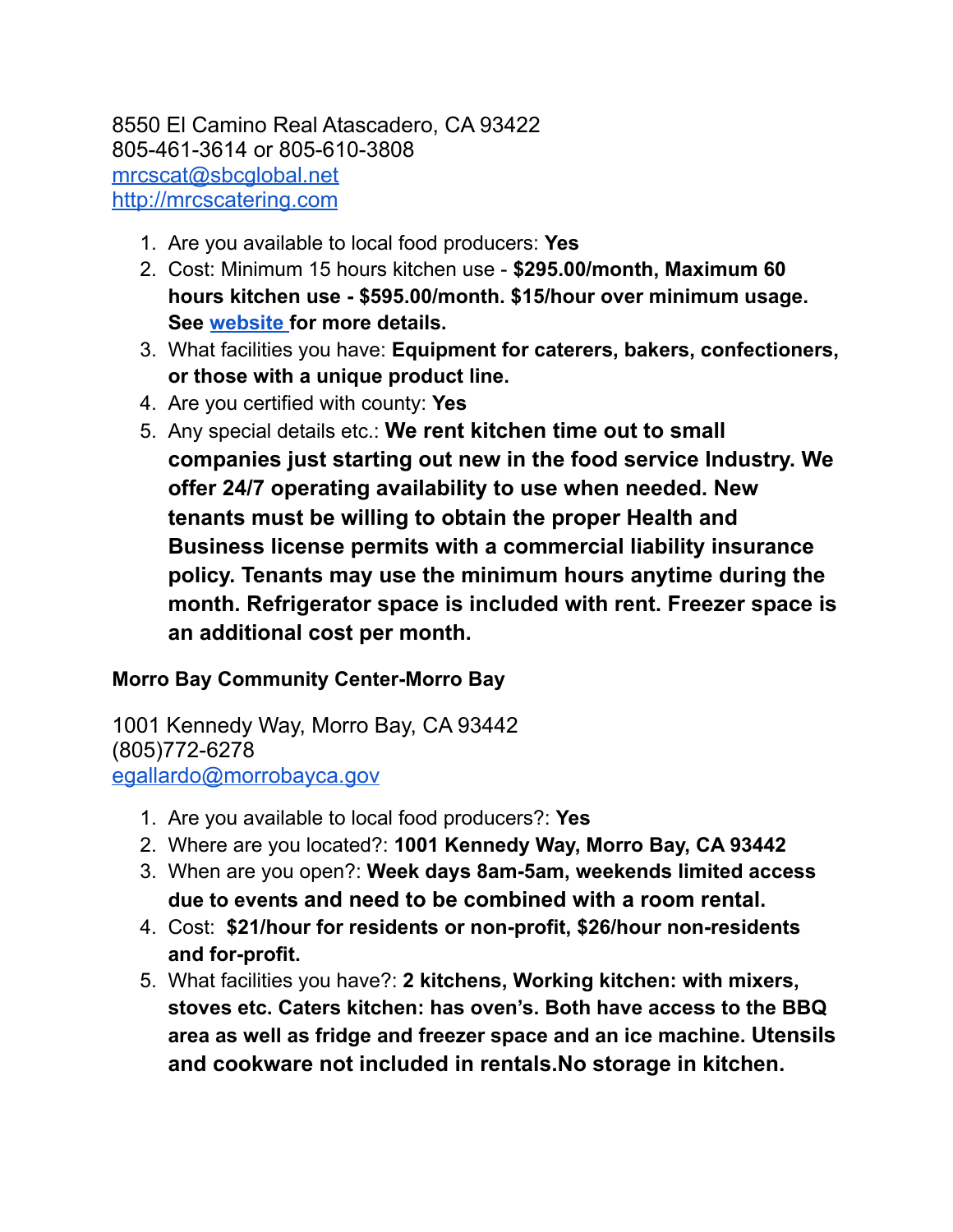8550 El Camino Real Atascadero, CA 93422
805-461-3614 or 805-610-3808
mrcscat@sbcglobal.net
http://mrcscatering.com

1. Are you available to local food producers: **Yes**
2. Cost: Minimum 15 hours kitchen use - **$295.00/month, Maximum 60 hours kitchen use - $595.00/month. $15/hour over minimum usage. See website for more details.**
3. What facilities you have: **Equipment for caterers, bakers, confectioners, or those with a unique product line.**
4. Are you certified with county: **Yes**
5. Any special details etc.: **We rent kitchen time out to small companies just starting out new in the food service Industry. We offer 24/7 operating availability to use when needed. New tenants must be willing to obtain the proper Health and Business license permits with a commercial liability insurance policy. Tenants may use the minimum hours anytime during the month. Refrigerator space is included with rent. Freezer space is an additional cost per month.**

**Morro Bay Community Center-Morro Bay**

1001 Kennedy Way, Morro Bay, CA 93442
(805)772-6278
egallardo@morrobayca.gov

1. Are you available to local food producers?: **Yes**
2. Where are you located?: **1001 Kennedy Way, Morro Bay, CA 93442**
3. When are you open?: **Week days 8am-5am, weekends limited access due to events and need to be combined with a room rental.**
4. Cost: **$21/hour for residents or non-profit, $26/hour non-residents and for-profit.**
5. What facilities you have?: **2 kitchens, Working kitchen: with mixers, stoves etc. Caters kitchen: has oven's. Both have access to the BBQ area as well as fridge and freezer space and an ice machine. Utensils and cookware not included in rentals.No storage in kitchen.**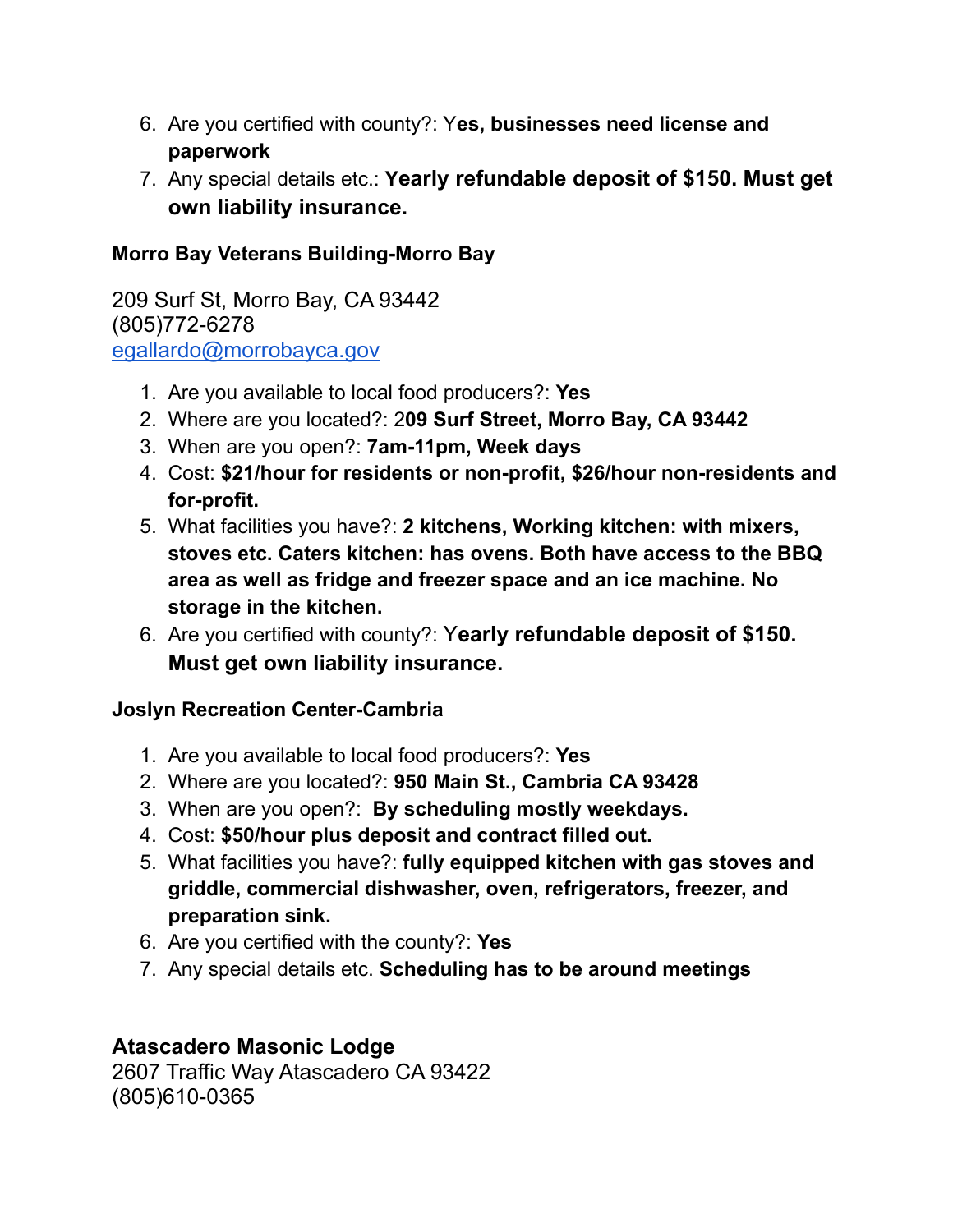6. Are you certified with county?: Y**es, businesses need license and paperwork**
7. Any special details etc.: **Yearly refundable deposit of $150. Must get own liability insurance.**

**Morro Bay Veterans Building-Morro Bay**

209 Surf St, Morro Bay, CA 93442
(805)772-6278
egallardo@morrobayca.gov

1. Are you available to local food producers?: **Yes**
2. Where are you located?: 2**09 Surf Street, Morro Bay, CA 93442**
3. When are you open?: **7am-11pm, Week days**
4. Cost: **$21/hour for residents or non-profit, $26/hour non-residents and for-profit.**
5. What facilities you have?: **2 kitchens, Working kitchen: with mixers, stoves etc. Caters kitchen: has ovens. Both have access to the BBQ area as well as fridge and freezer space and an ice machine. No storage in the kitchen.**
6. Are you certified with county?: Y**early refundable deposit of $150. Must get own liability insurance.**

**Joslyn Recreation Center-Cambria**

1. Are you available to local food producers?: **Yes**
2. Where are you located?: **950 Main St., Cambria CA 93428**
3. When are you open?: **By scheduling mostly weekdays.**
4. Cost: **$50/hour plus deposit and contract filled out.**
5. What facilities you have?: **fully equipped kitchen with gas stoves and griddle, commercial dishwasher, oven, refrigerators, freezer, and preparation sink.**
6. Are you certified with the county?: **Yes**
7. Any special details etc. **Scheduling has to be around meetings**

**Atascadero Masonic Lodge**

2607 Traffic Way Atascadero CA 93422
(805)610-0365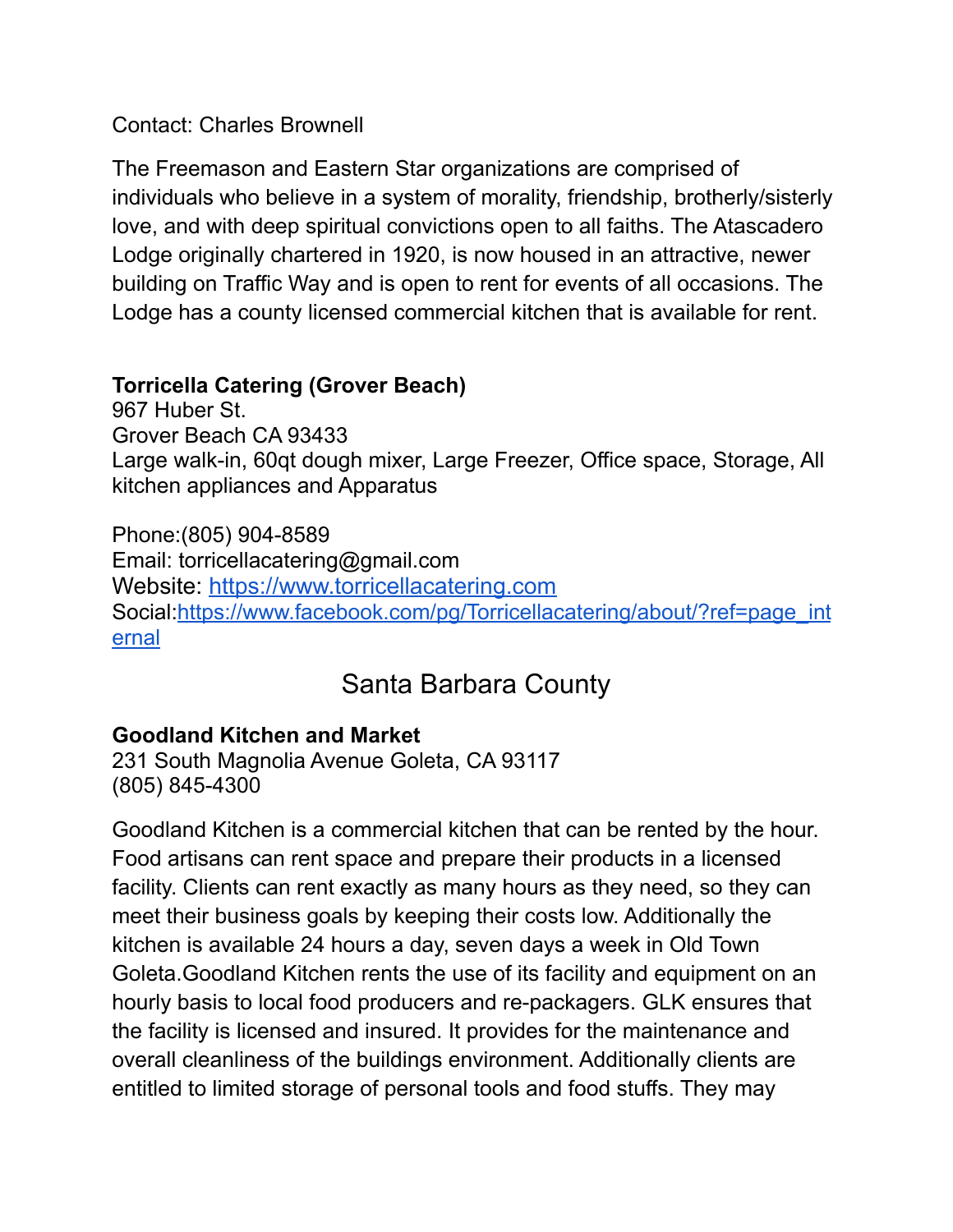Contact: Charles Brownell

The Freemason and Eastern Star organizations are comprised of individuals who believe in a system of morality, friendship, brotherly/sisterly love, and with deep spiritual convictions open to all faiths. The Atascadero Lodge originally chartered in 1920, is now housed in an attractive, newer building on Traffic Way and is open to rent for events of all occasions. The Lodge has a county licensed commercial kitchen that is available for rent.

**Torricella Catering (Grover Beach)**
967 Huber St.
Grover Beach CA 93433
Large walk-in, 60qt dough mixer, Large Freezer, Office space, Storage, All kitchen appliances and Apparatus

Phone:(805) 904-8589
Email: torricellacatering@gmail.com
Website: [https://www.torricellacatering.com](https://www.torricellacatering.com)
Social:[https://www.facebook.com/pg/Torricellacatering/about/?ref=page_internal](https://www.facebook.com/pg/Torricellacatering/about/?ref=page_internal)

## Santa Barbara County

**Goodland Kitchen and Market**
231 South Magnolia Avenue Goleta, CA 93117
(805) 845-4300

Goodland Kitchen is a commercial kitchen that can be rented by the hour. Food artisans can rent space and prepare their products in a licensed facility. Clients can rent exactly as many hours as they need, so they can meet their business goals by keeping their costs low. Additionally the kitchen is available 24 hours a day, seven days a week in Old Town Goleta.Goodland Kitchen rents the use of its facility and equipment on an hourly basis to local food producers and re-packagers. GLK ensures that the facility is licensed and insured. It provides for the maintenance and overall cleanliness of the buildings environment. Additionally clients are entitled to limited storage of personal tools and food stuffs. They may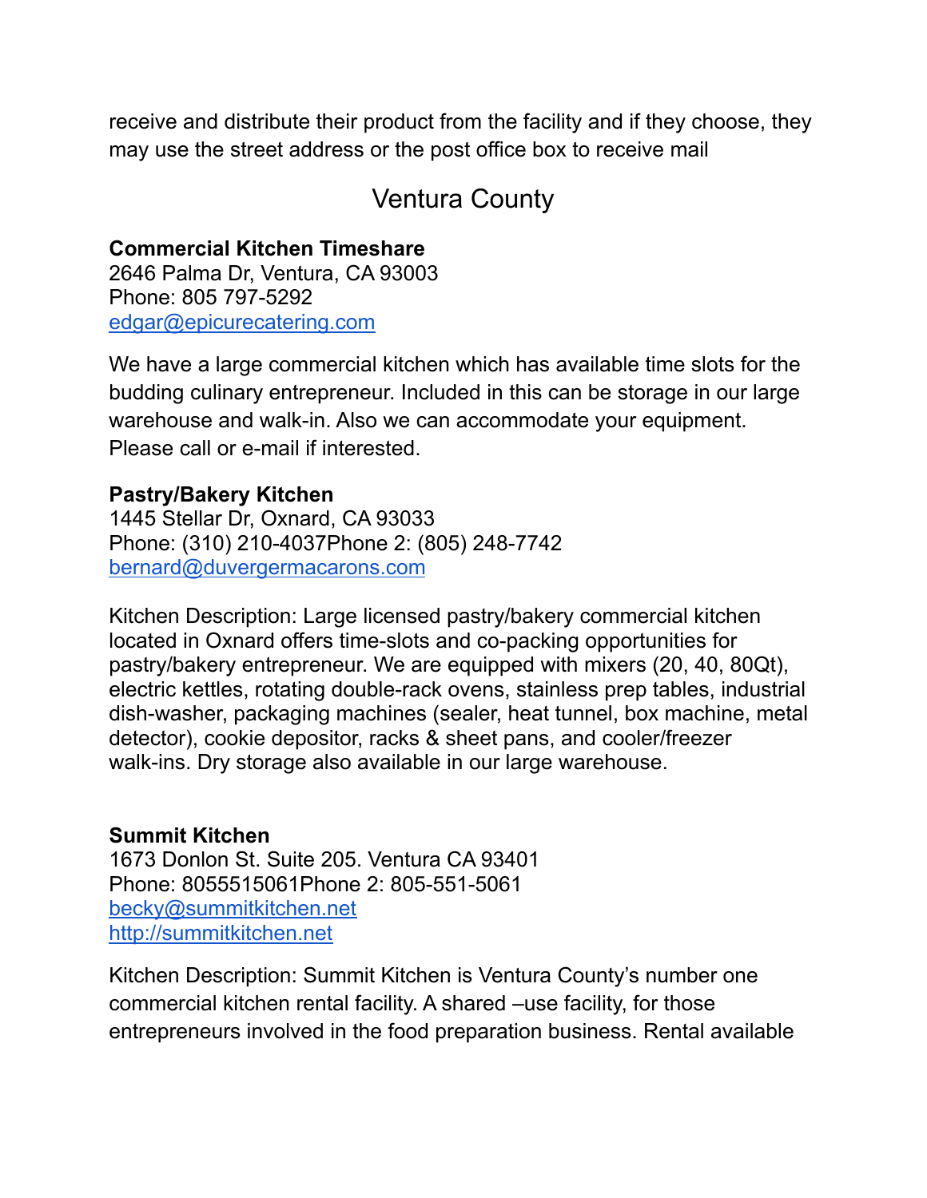receive and distribute their product from the facility and if they choose, they may use the street address or the post office box to receive mail

## Ventura County

**Commercial Kitchen Timeshare**
2646 Palma Dr, Ventura, CA 93003
Phone: 805 797-5292
edgar@epicurecatering.com

We have a large commercial kitchen which has available time slots for the budding culinary entrepreneur. Included in this can be storage in our large warehouse and walk-in. Also we can accommodate your equipment. Please call or e-mail if interested.

**Pastry/Bakery Kitchen**
1445 Stellar Dr, Oxnard, CA 93033
Phone: (310) 210-4037Phone 2: (805) 248-7742
bernard@duvergermacarons.com

Kitchen Description: Large licensed pastry/bakery commercial kitchen located in Oxnard offers time-slots and co-packing opportunities for pastry/bakery entrepreneur. We are equipped with mixers (20, 40, 80Qt), electric kettles, rotating double-rack ovens, stainless prep tables, industrial dish-washer, packaging machines (sealer, heat tunnel, box machine, metal detector), cookie depositor, racks & sheet pans, and cooler/freezer walk-ins. Dry storage also available in our large warehouse.

**Summit Kitchen**
1673 Donlon St. Suite 205. Ventura CA 93401
Phone: 8055515061Phone 2: 805-551-5061
becky@summitkitchen.net
http://summitkitchen.net

Kitchen Description: Summit Kitchen is Ventura County's number one commercial kitchen rental facility. A shared –use facility, for those entrepreneurs involved in the food preparation business. Rental available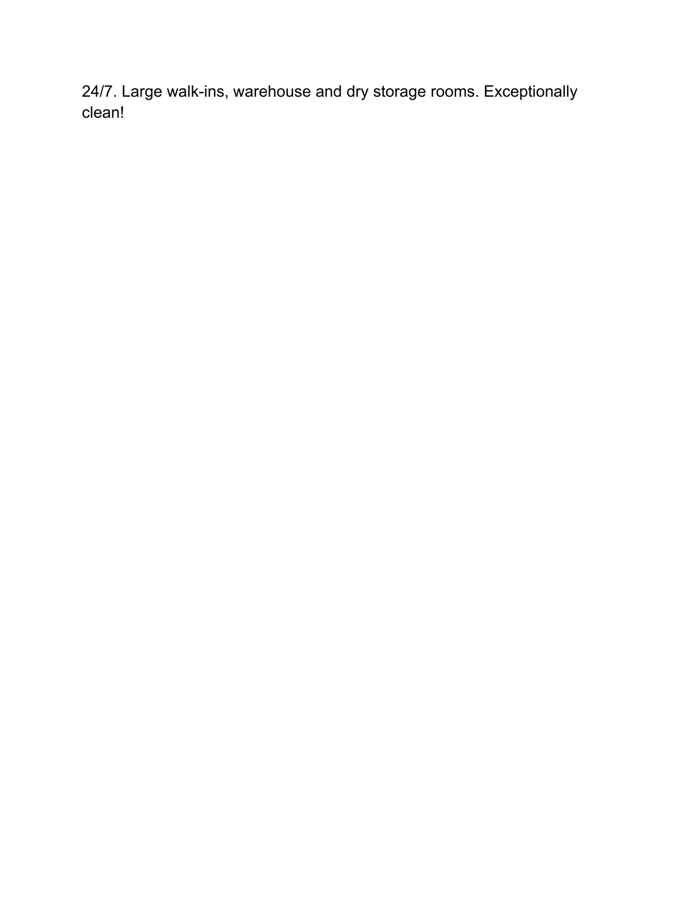24/7. Large walk-ins, warehouse and dry storage rooms. Exceptionally clean!